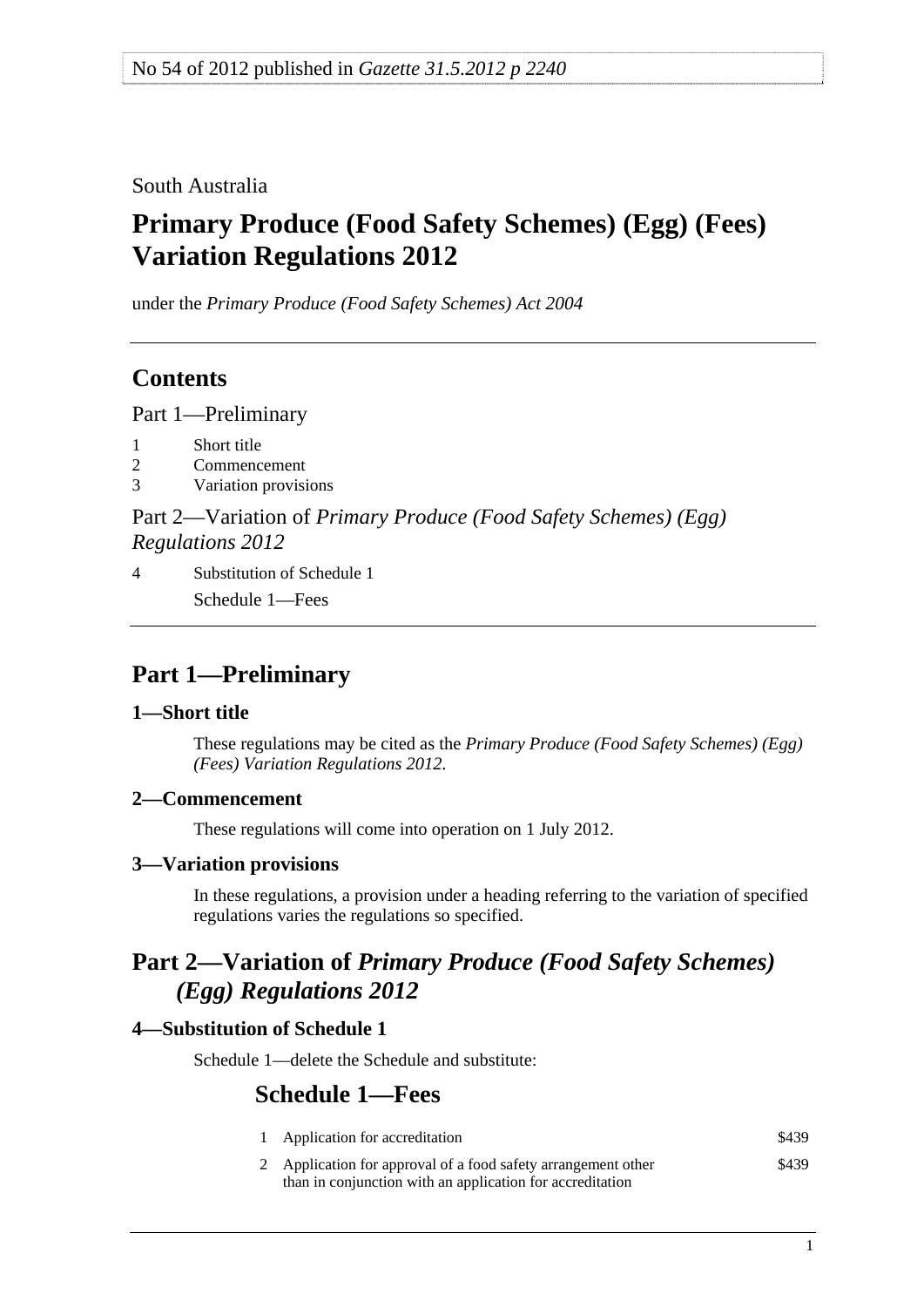No 54 of 2012 published in *Gazette 31.5.2012 p 2240*

South Australia

# Primary Produce (Food Safety Schemes) (Egg) (Fees) Variation Regulations 2012

under the *Primary Produce (Food Safety Schemes) Act 2004*

## Contents

Part 1—Preliminary

1 Short title
2 Commencement
3 Variation provisions

Part 2—Variation of *Primary Produce (Food Safety Schemes) (Egg) Regulations 2012*

4 Substitution of Schedule 1
Schedule 1—Fees

## Part 1—Preliminary

### 1—Short title

These regulations may be cited as the *Primary Produce (Food Safety Schemes) (Egg) (Fees) Variation Regulations 2012*.

### 2—Commencement

These regulations will come into operation on 1 July 2012.

### 3—Variation provisions

In these regulations, a provision under a heading referring to the variation of specified regulations varies the regulations so specified.

## Part 2—Variation of *Primary Produce (Food Safety Schemes) (Egg) Regulations 2012*

### 4—Substitution of Schedule 1

Schedule 1—delete the Schedule and substitute:

## Schedule 1—Fees

| | | |
|---|---|---|
| 1 | Application for accreditation | $439 |
| 2 | Application for approval of a food safety arrangement other than in conjunction with an application for accreditation | $439 |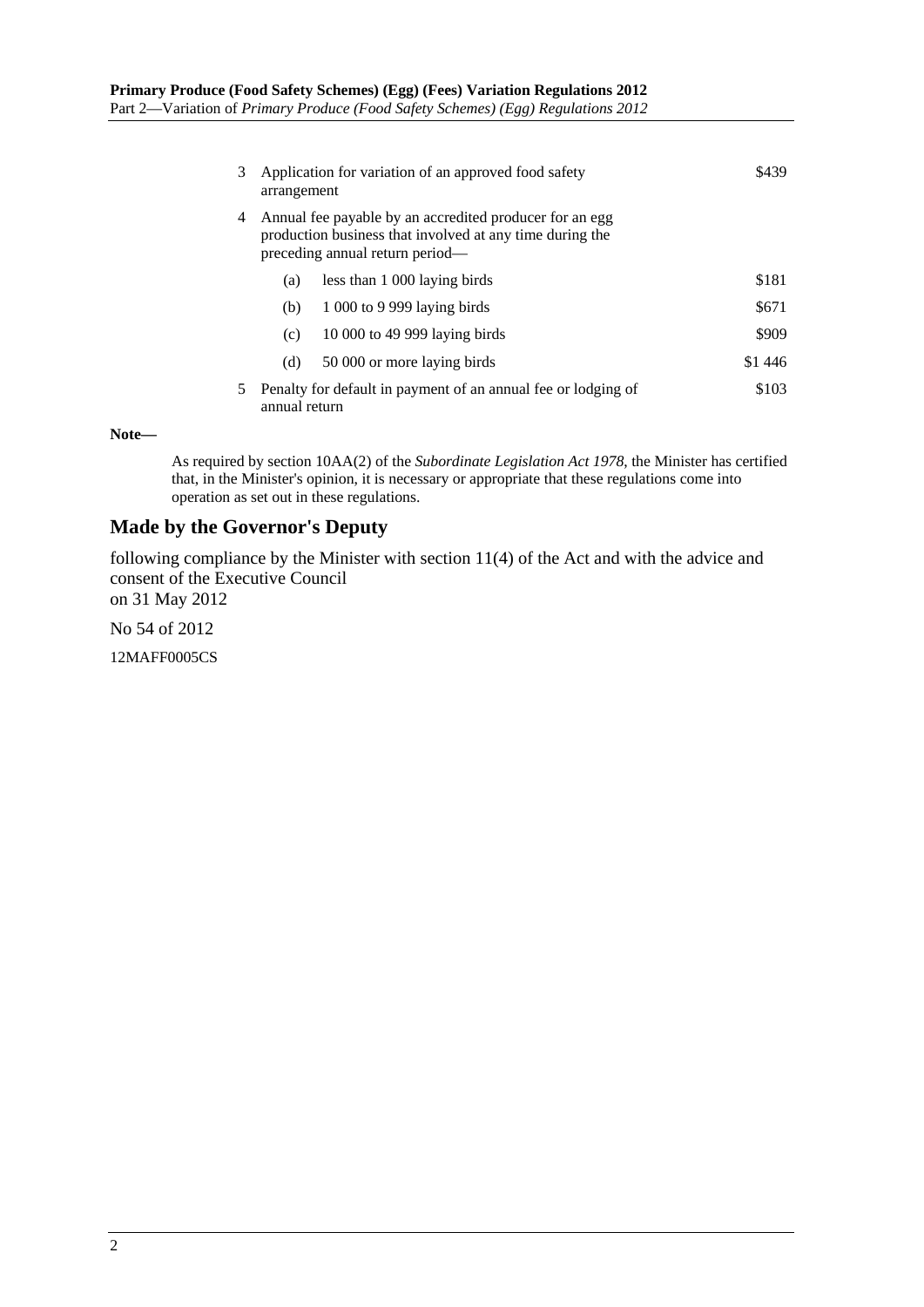| | | |
|---|---|---|
| 3 | Application for variation of an approved food safety arrangement | \$439 |
| 4 | Annual fee payable by an accredited producer for an egg production business that involved at any time during the preceding annual return period— | |
| | (a) less than 1 000 laying birds | \$181 |
| | (b) 1 000 to 9 999 laying birds | \$671 |
| | (c) 10 000 to 49 999 laying birds | \$909 |
| | (d) 50 000 or more laying birds | \$1 446 |
| 5 | Penalty for default in payment of an annual fee or lodging of annual return | \$103 |

**Note—**

As required by section 10AA(2) of the *Subordinate Legislation Act 1978*, the Minister has certified that, in the Minister's opinion, it is necessary or appropriate that these regulations come into operation as set out in these regulations.

## Made by the Governor's Deputy

following compliance by the Minister with section 11(4) of the Act and with the advice and consent of the Executive Council
on 31 May 2012

No 54 of 2012

12MAFF0005CS